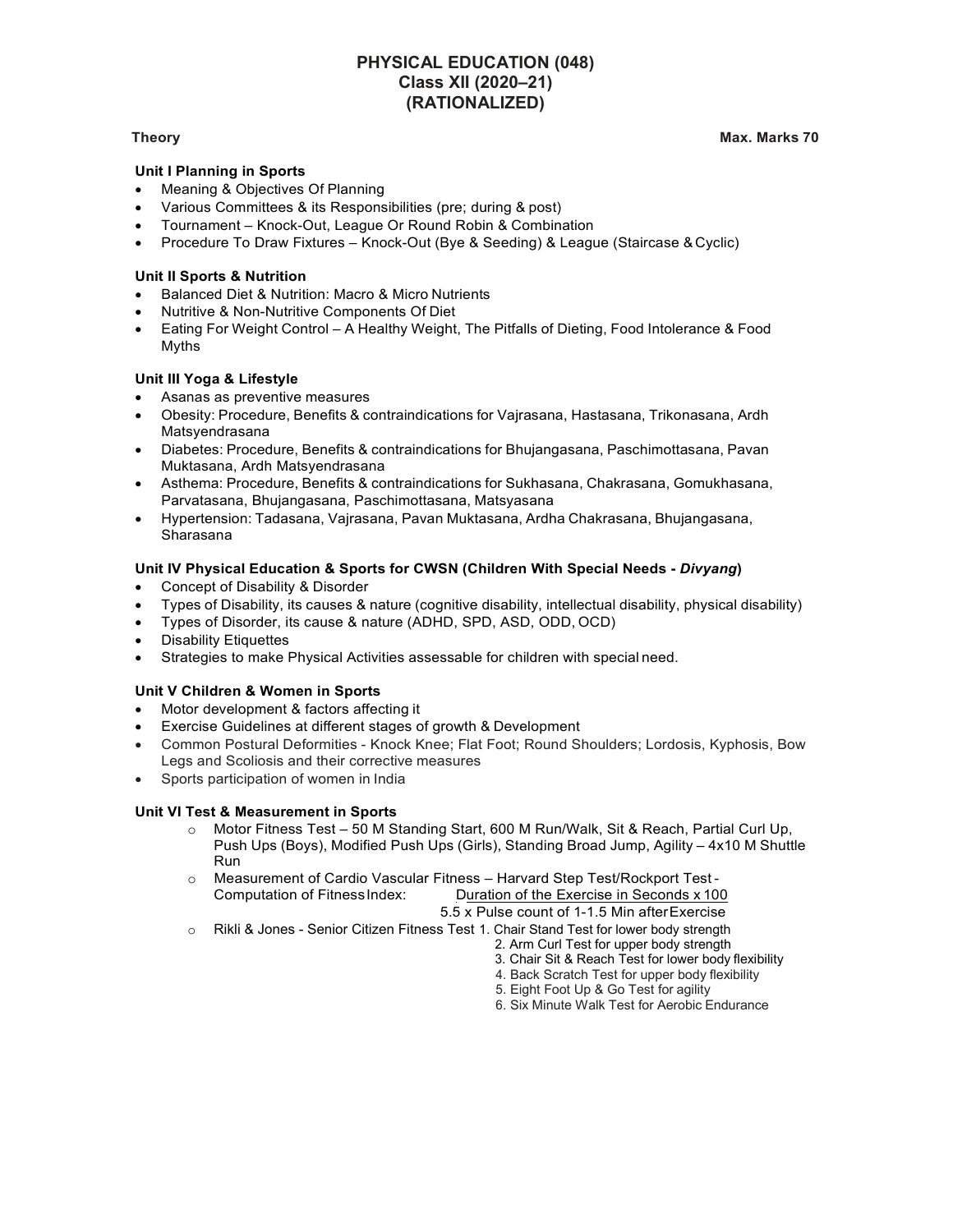# PHYSICAL EDUCATION (048)
## Class XII (2020–21)
## (RATIONALIZED)

**Theory** **Max. Marks 70**

### Unit I Planning in Sports

- Meaning & Objectives Of Planning
- Various Committees & its Responsibilities (pre; during & post)
- Tournament – Knock-Out, League Or Round Robin & Combination
- Procedure To Draw Fixtures – Knock-Out (Bye & Seeding) & League (Staircase & Cyclic)

### Unit II Sports & Nutrition

- Balanced Diet & Nutrition: Macro & Micro Nutrients
- Nutritive & Non-Nutritive Components Of Diet
- Eating For Weight Control – A Healthy Weight, The Pitfalls of Dieting, Food Intolerance & Food Myths

### Unit III Yoga & Lifestyle

- Asanas as preventive measures
- Obesity: Procedure, Benefits & contraindications for Vajrasana, Hastasana, Trikonasana, Ardh Matsyendrasana
- Diabetes: Procedure, Benefits & contraindications for Bhujangasana, Paschimottasana, Pavan Muktasana, Ardh Matsyendrasana
- Asthema: Procedure, Benefits & contraindications for Sukhasana, Chakrasana, Gomukhasana, Parvatasana, Bhujangasana, Paschimottasana, Matsyasana
- Hypertension: Tadasana, Vajrasana, Pavan Muktasana, Ardha Chakrasana, Bhujangasana, Sharasana

### Unit IV Physical Education & Sports for CWSN (Children With Special Needs - *Divyang*)

- Concept of Disability & Disorder
- Types of Disability, its causes & nature (cognitive disability, intellectual disability, physical disability)
- Types of Disorder, its cause & nature (ADHD, SPD, ASD, ODD, OCD)
- Disability Etiquettes
- Strategies to make Physical Activities assessable for children with special need.

### Unit V Children & Women in Sports

- Motor development & factors affecting it
- Exercise Guidelines at different stages of growth & Development
- Common Postural Deformities - Knock Knee; Flat Foot; Round Shoulders; Lordosis, Kyphosis, Bow Legs and Scoliosis and their corrective measures
- Sports participation of women in India

### Unit VI Test & Measurement in Sports

- Motor Fitness Test – 50 M Standing Start, 600 M Run/Walk, Sit & Reach, Partial Curl Up, Push Ups (Boys), Modified Push Ups (Girls), Standing Broad Jump, Agility – 4x10 M Shuttle Run
- Measurement of Cardio Vascular Fitness – Harvard Step Test/Rockport Test - Computation of Fitness Index: $\frac{\text{Duration of the Exercise in Seconds} \times 100}{5.5 \times \text{Pulse count of 1-1.5 Min after Exercise}}$
- Rikli & Jones - Senior Citizen Fitness Test
  1. Chair Stand Test for lower body strength
  2. Arm Curl Test for upper body strength
  3. Chair Sit & Reach Test for lower body flexibility
  4. Back Scratch Test for upper body flexibility
  5. Eight Foot Up & Go Test for agility
  6. Six Minute Walk Test for Aerobic Endurance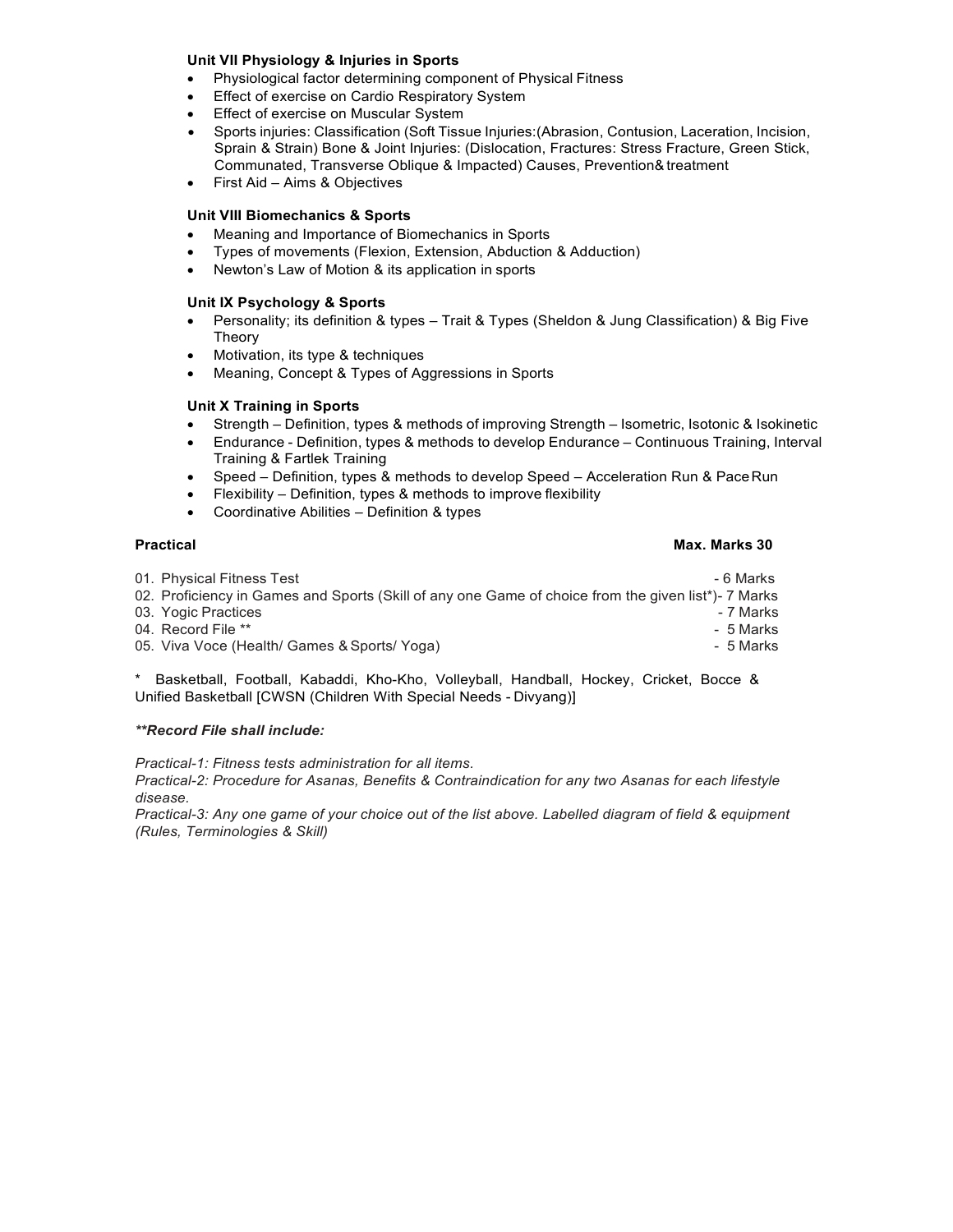**Unit VII Physiology & Injuries in Sports**

- Physiological factor determining component of Physical Fitness
- Effect of exercise on Cardio Respiratory System
- Effect of exercise on Muscular System
- Sports injuries: Classification (Soft Tissue Injuries:(Abrasion, Contusion, Laceration, Incision, Sprain & Strain) Bone & Joint Injuries: (Dislocation, Fractures: Stress Fracture, Green Stick, Communated, Transverse Oblique & Impacted) Causes, Prevention& treatment
- First Aid – Aims & Objectives

**Unit VIII Biomechanics & Sports**

- Meaning and Importance of Biomechanics in Sports
- Types of movements (Flexion, Extension, Abduction & Adduction)
- Newton's Law of Motion & its application in sports

**Unit IX Psychology & Sports**

- Personality; its definition & types – Trait & Types (Sheldon & Jung Classification) & Big Five Theory
- Motivation, its type & techniques
- Meaning, Concept & Types of Aggressions in Sports

**Unit X Training in Sports**

- Strength – Definition, types & methods of improving Strength – Isometric, Isotonic & Isokinetic
- Endurance - Definition, types & methods to develop Endurance – Continuous Training, Interval Training & Fartlek Training
- Speed – Definition, types & methods to develop Speed – Acceleration Run & Pace Run
- Flexibility – Definition, types & methods to improve flexibility
- Coordinative Abilities – Definition & types

**Practical** **Max. Marks 30**

01. Physical Fitness Test - 6 Marks
02. Proficiency in Games and Sports (Skill of any one Game of choice from the given list*)- 7 Marks
03. Yogic Practices - 7 Marks
04. Record File ** - 5 Marks
05. Viva Voce (Health/ Games & Sports/ Yoga) - 5 Marks

* Basketball, Football, Kabaddi, Kho-Kho, Volleyball, Handball, Hockey, Cricket, Bocce & Unified Basketball [CWSN (Children With Special Needs - Divyang)]

***\*\*Record File shall include:***

*Practical-1: Fitness tests administration for all items.*
*Practical-2: Procedure for Asanas, Benefits & Contraindication for any two Asanas for each lifestyle disease.*
*Practical-3: Any one game of your choice out of the list above. Labelled diagram of field & equipment (Rules, Terminologies & Skill)*